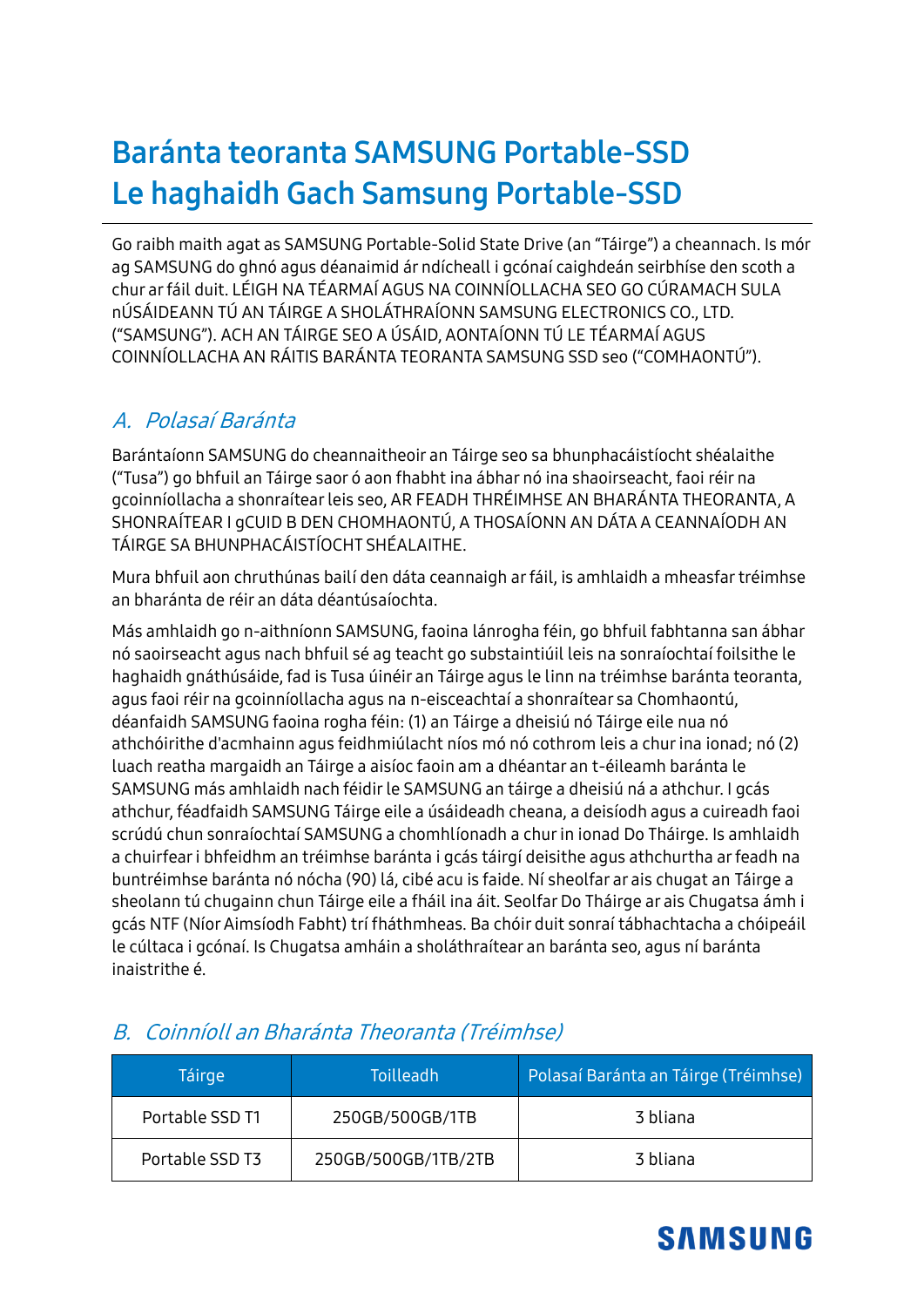# Baránta teoranta SAMSUNG Portable-SSD
# Le haghaidh Gach Samsung Portable-SSD

Go raibh maith agat as SAMSUNG Portable-Solid State Drive (an "Táirge") a cheannach. Is mór ag SAMSUNG do ghnó agus déanaimid ár ndícheall i gcónaí caighdeán seirbhíse den scoth a chur ar fáil duit. LÉIGH NA TÉARMAÍ AGUS NA COINNÍOLLACHA SEO GO CÚRAMACH SULA nÚSÁIDEANN TÚ AN TÁIRGE A SHOLÁTHRAÍONN SAMSUNG ELECTRONICS CO., LTD. ("SAMSUNG"). ACH AN TÁIRGE SEO A ÚSÁID, AONTAÍONN TÚ LE TÉARMAÍ AGUS COINNÍOLLACHA AN RÁITIS BARÁNTA TEORANTA SAMSUNG SSD seo ("COMHAONTÚ").

## *A. Polasaí Baránta*

Barántaíonn SAMSUNG do cheannaitheoir an Táirge seo sa bhunphacáistíocht shéalaithe ("Tusa") go bhfuil an Táirge saor ó aon fhabht ina ábhar nó ina shaoirseacht, faoi réir na gcoinníollacha a shonraítear leis seo, AR FEADH THRÉIMHSE AN BHARÁNTA THEORANTA, A SHONRAÍTEAR I gCUID B DEN CHOMHAONTÚ, A THOSAÍONN AN DÁTA A CEANNAÍODH AN TÁIRGE SA BHUNPHACÁISTÍOCHT SHÉALAITHE.

Mura bhfuil aon chruthúnas bailí den dáta ceannaigh ar fáil, is amhlaidh a mheasfar tréimhse an bharánta de réir an dáta déantúsaíochta.

Más amhlaidh go n-aithníonn SAMSUNG, faoina lánrogha féin, go bhfuil fabhtanna san ábhar nó saoirseacht agus nach bhfuil sé ag teacht go substaintiúil leis na sonraíochtaí foilsithe le haghaidh gnáthúsáide, fad is Tusa úinéir an Táirge agus le linn na tréimhse baránta teoranta, agus faoi réir na gcoinníollacha agus na n-eisceachtaí a shonraítear sa Chomhaontú, déanfaidh SAMSUNG faoina rogha féin: (1) an Táirge a dheisiú nó Táirge eile nua nó athchóirithe d'acmhainn agus feidhmiúlacht níos mó nó cothrom leis a chur ina ionad; nó (2) luach reatha margaidh an Táirge a aisíoc faoin am a dhéantar an t-éileamh baránta le SAMSUNG más amhlaidh nach féidir le SAMSUNG an táirge a dheisiú ná a athchur. I gcás athchur, féadfaidh SAMSUNG Táirge eile a úsáideadh cheana, a deisíodh agus a cuireadh faoi scrúdú chun sonraíochtaí SAMSUNG a chomhlíonadh a chur in ionad Do Tháirge. Is amhlaidh a chuirfear i bhfeidhm an tréimhse baránta i gcás táirgí deisithe agus athchurtha ar feadh na buntréimhse baránta nó nócha (90) lá, cibé acu is faide. Ní sheolfar ar ais chugat an Táirge a sheolann tú chugainn chun Táirge eile a fháil ina áit. Seolfar Do Tháirge ar ais Chugatsa ámh i gcás NTF (Níor Aimsíodh Fabht) trí fháthmheas. Ba chóir duit sonraí tábhachtacha a chóipeáil le cúltaca i gcónaí. Is Chugatsa amháin a sholáthraítear an baránta seo, agus ní baránta inaistrithe é.

## *B. Coinníoll an Bharánta Theoranta (Tréimhse)*

| Táirge | Toilleadh | Polasaí Baránta an Táirge (Tréimhse) |
|---|---|---|
| Portable SSD T1 | 250GB/500GB/1TB | 3 bliana |
| Portable SSD T3 | 250GB/500GB/1TB/2TB | 3 bliana |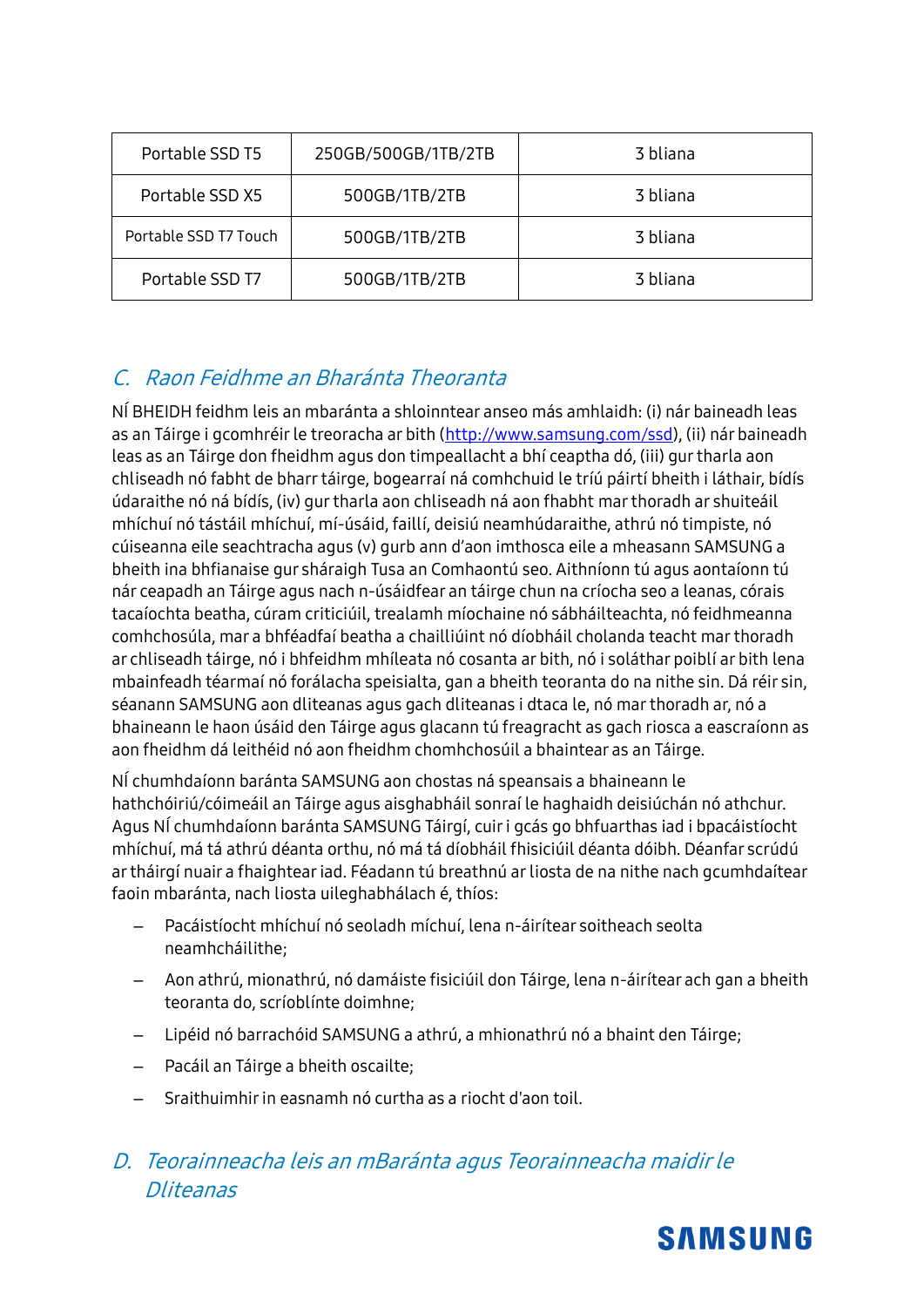| Portable SSD T5 | 250GB/500GB/1TB/2TB | 3 bliana |
|---|---|---|
| Portable SSD X5 | 500GB/1TB/2TB | 3 bliana |
| Portable SSD T7 Touch | 500GB/1TB/2TB | 3 bliana |
| Portable SSD T7 | 500GB/1TB/2TB | 3 bliana |

## C. Raon Feidhme an Bharánta Theoranta

NÍ BHEIDH feidhm leis an mbaránta a shloinntear anseo más amhlaidh: (i) nár baineadh leas as an Táirge i gcomhréir le treoracha ar bith (http://www.samsung.com/ssd), (ii) nár baineadh leas as an Táirge don fheidhm agus don timpeallacht a bhí ceaptha dó, (iii) gur tharla aon chliseadh nó fabht de bharr táirge, bogearraí ná comhchuid le tríú páirtí bheith i láthair, bídís údaraithe nó ná bídís, (iv) gur tharla aon chliseadh ná aon fhabht mar thoradh ar shuiteáil mhíchuí nó tástáil mhíchuí, mí-úsáid, faillí, deisiú neamhúdaraithe, athrú nó timpiste, nó cúiseanna eile seachtracha agus (v) gurb ann d'aon imthosca eile a mheasann SAMSUNG a bheith ina bhfianaise gur sháraigh Tusa an Comhaontú seo. Aithníonn tú agus aontaíonn tú nár ceapadh an Táirge agus nach n-úsáidfear an táirge chun na críocha seo a leanas, córais tacaíochta beatha, cúram criticiúil, trealamh míochaine nó sábháilteachta, nó feidhmeanna comhchosúla, mar a bhféadfaí beatha a chailliúint nó díobháil cholanda teacht mar thoradh ar chliseadh táirge, nó i bhfeidhm mhíleata nó cosanta ar bith, nó i soláthar poiblí ar bith lena mbainfeadh téarmaí nó forálacha speisialta, gan a bheith teoranta do na nithe sin. Dá réir sin, séanann SAMSUNG aon dliteanas agus gach dliteanas i dtaca le, nó mar thoradh ar, nó a bhaineann le haon úsáid den Táirge agus glacann tú freagracht as gach riosca a eascraíonn as aon fheidhm dá leithéid nó aon fheidhm chomhchosúil a bhaintear as an Táirge.

NÍ chumhdaíonn baránta SAMSUNG aon chostas ná speansais a bhaineann le hathchóiriú/cóimeáil an Táirge agus aisghabháil sonraí le haghaidh deisiúchán nó athchur. Agus NÍ chumhdaíonn baránta SAMSUNG Táirgí, cuir i gcás go bhfuarthas iad i bpacáistíocht mhíchuí, má tá athrú déanta orthu, nó má tá díobháil fhisiciúil déanta dóibh. Déanfar scrúdú ar tháirgí nuair a fhaightear iad. Féadann tú breathnú ar liosta de na nithe nach gcumhdaítear faoin mbaránta, nach liosta uileghabhálach é, thíos:

- Pacáistíocht mhíchuí nó seoladh míchuí, lena n-áirítear soitheach seolta neamhcháilithe;
- Aon athrú, mionathrú, nó damáiste fisiciúil don Táirge, lena n-áirítear ach gan a bheith teoranta do, scríoblínte doimhne;
- Lipéid nó barrachóid SAMSUNG a athrú, a mhionathrú nó a bhaint den Táirge;
- Pacáil an Táirge a bheith oscailte;
- Sraithuimhir in easnamh nó curtha as a riocht d'aon toil.

## D. Teorainneacha leis an mBaránta agus Teorainneacha maidir le Dliteanas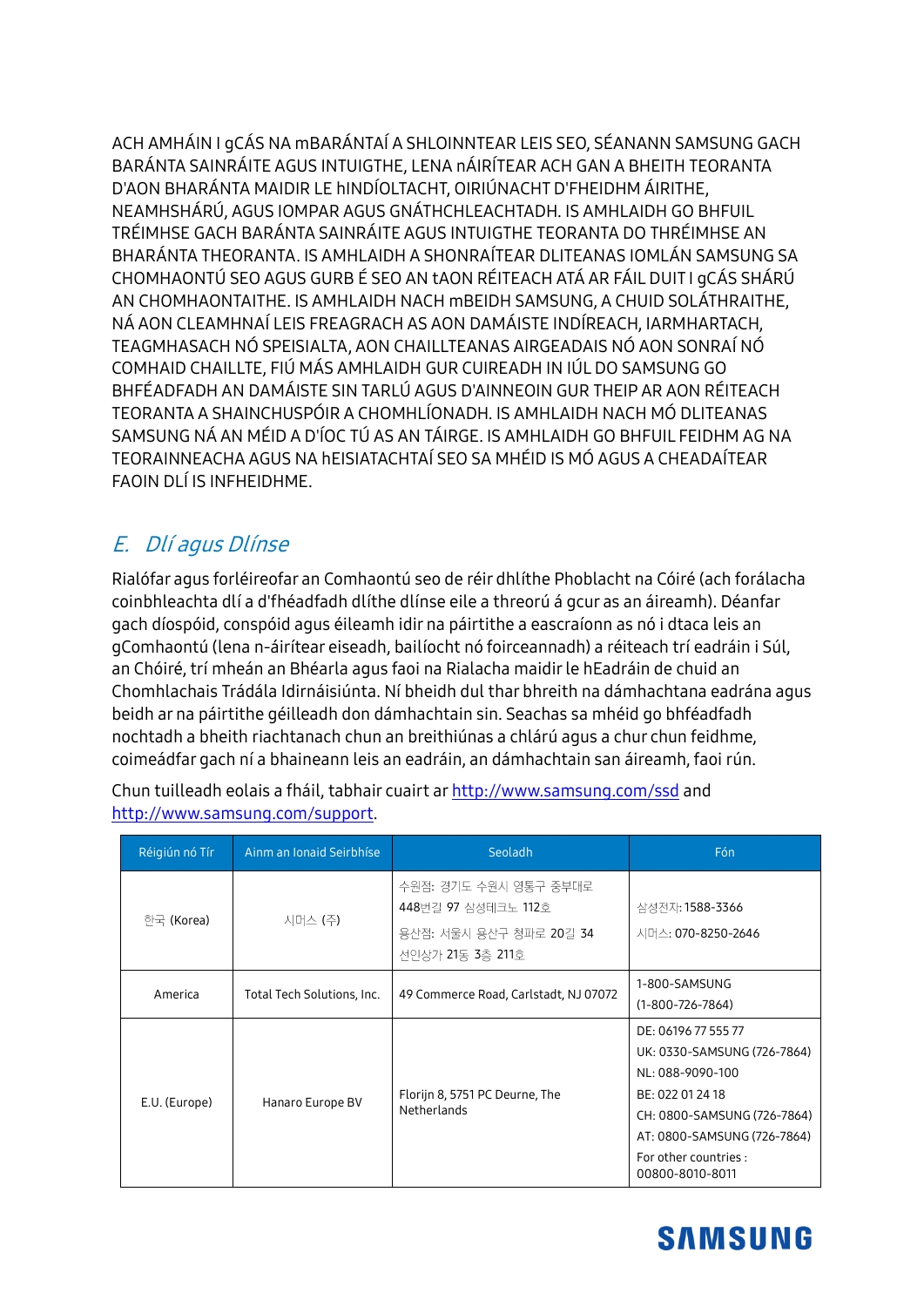ACH AMHÁIN I gCÁS NA mBARÁNTAÍ A SHLOINNTEAR LEIS SEO, SÉANANN SAMSUNG GACH BARÁNTA SAINRÁITE AGUS INTUIGTHE, LENA nÁIRÍTEAR ACH GAN A BHEITH TEORANTA D'AON BHARÁNTA MAIDIR LE hINDÍOLTACHT, OIRIÚNACHT D'FHEIDHM ÁIRITHE, NEAMHSHÁRÚ, AGUS IOMPAR AGUS GNÁTHCHLEACHTADH. IS AMHLAIDH GO BHFUIL TRÉIMHSE GACH BARÁNTA SAINRÁITE AGUS INTUIGTHE TEORANTA DO THRÉIMHSE AN BHARÁNTA THEORANTA. IS AMHLAIDH A SHONRAÍTEAR DLITEANAS IOMLÁN SAMSUNG SA CHOMHAONTÚ SEO AGUS GURB É SEO AN tAON RÉITEACH ATÁ AR FÁIL DUIT I gCÁS SHÁRÚ AN CHOMHAONTAITHE. IS AMHLAIDH NACH mBEIDH SAMSUNG, A CHUID SOLÁTHRAITHE, NÁ AON CLEAMHNAÍ LEIS FREAGRACH AS AON DAMÁISTE INDÍREACH, IARMHARTACH, TEAGMHASACH NÓ SPEISIALTA, AON CHAILLTEANAS AIRGEADAIS NÓ AON SONRAÍ NÓ COMHAID CHAILLTE, FIÚ MÁS AMHLAIDH GUR CUIREADH IN IÚL DO SAMSUNG GO BHFÉADFADH AN DAMÁISTE SIN TARLÚ AGUS D'AINNEOIN GUR THEIP AR AON RÉITEACH TEORANTA A SHAINCHUSPÓIR A CHOMHLÍONADH. IS AMHLAIDH NACH MÓ DLITEANAS SAMSUNG NÁ AN MÉID A D'ÍOC TÚ AS AN TÁIRGE. IS AMHLAIDH GO BHFUIL FEIDHM AG NA TEORAINNEACHA AGUS NA hEISIATACHTAÍ SEO SA MHÉID IS MÓ AGUS A CHEADAÍTEAR FAOIN DLÍ IS INFHEIDHME.

## *E. Dlí agus Dlínse*

Rialófar agus forléireofar an Comhaontú seo de réir dhlíthe Phoblacht na Cóiré (ach forálacha coinbhleachta dlí a d'fhéadfadh dlíthe dlínse eile a threorú á gcur as an áireamh). Déanfar gach díospóid, conspóid agus éileamh idir na páirtithe a eascraíonn as nó i dtaca leis an gComhaontú (lena n-áirítear eiseadh, bailíocht nó foirceannadh) a réiteach trí eadráin i Súl, an Chóiré, trí mheán an Bhéarla agus faoi na Rialacha maidir le hEadráin de chuid an Chomhlachais Trádála Idirnáisiúnta. Ní bheidh dul thar bhreith na dámhachtana eadrána agus beidh ar na páirtithe géilleadh don dámhachtain sin. Seachas sa mhéid go bhféadfadh nochtadh a bheith riachtanach chun an breithiúnas a chlárú agus a chur chun feidhme, coimeádfar gach ní a bhaineann leis an eadráin, an dámhachtain san áireamh, faoi rún.

Chun tuilleadh eolais a fháil, tabhair cuairt ar http://www.samsung.com/ssd and http://www.samsung.com/support.

| Réigiún nó Tír | Ainm an Ionaid Seirbhíse | Seoladh | Fón |
|---|---|---|---|
| 한국 (Korea) | 시머스 (주) | 수원점: 경기도 수원시 영통구 중부대로 448번길 97 삼성테크노 112호<br>용산점: 서울시 용산구 청파로 20길 34 선인상가 21동 3층 211호 | 삼성전자: 1588-3366<br>시머스: 070-8250-2646 |
| America | Total Tech Solutions, Inc. | 49 Commerce Road, Carlstadt, NJ 07072 | 1-800-SAMSUNG<br>(1-800-726-7864) |
| E.U. (Europe) | Hanaro Europe BV | Florijn 8, 5751 PC Deurne, The Netherlands | DE: 06196 77 555 77<br>UK: 0330-SAMSUNG (726-7864)<br>NL: 088-9090-100<br>BE: 022 01 24 18<br>CH: 0800-SAMSUNG (726-7864)<br>AT: 0800-SAMSUNG (726-7864)<br>For other countries : 00800-8010-8011 |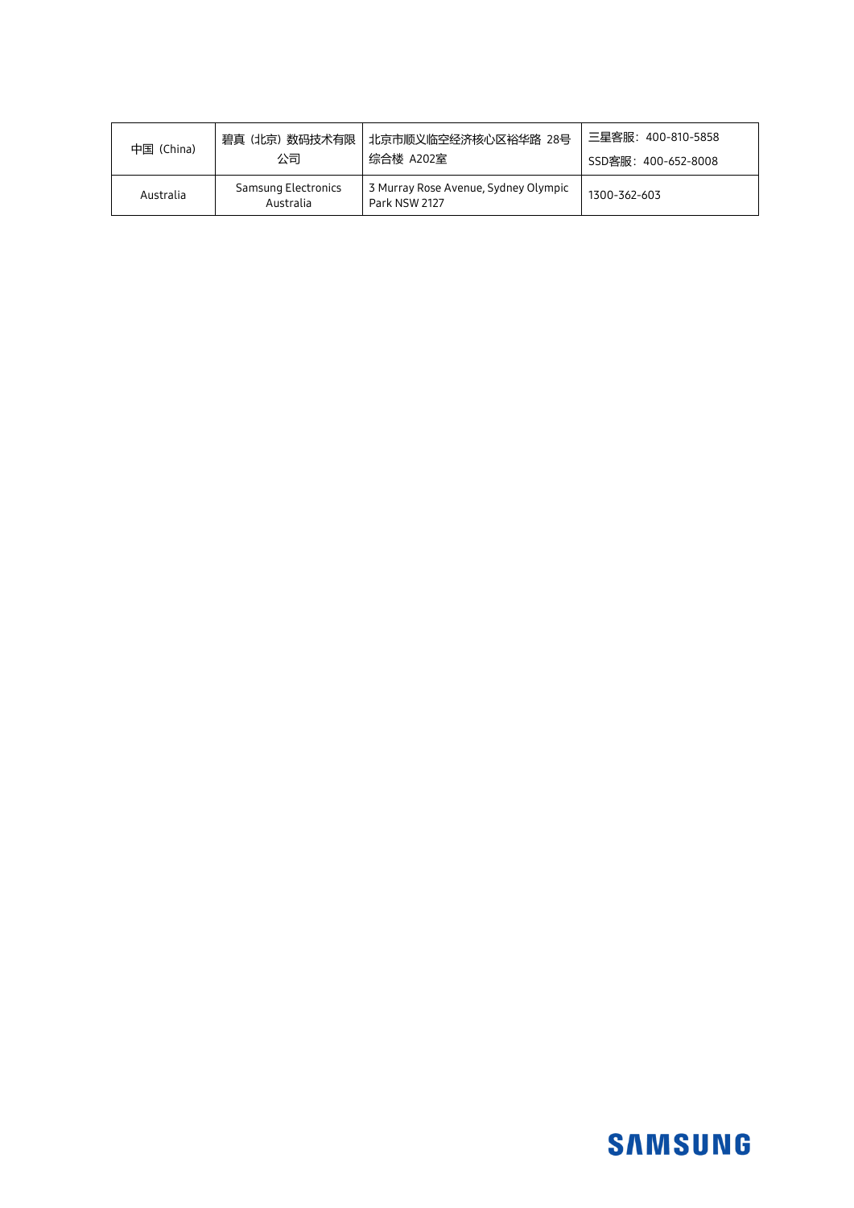| | | | |
|---|---|---|---|
| 中国（China） | 碧真（北京）数码技术有限公司 | 北京市顺义临空经济核心区裕华路 28号综合楼 A202室 | 三星客服：400-810-5858<br>SSD客服：400-652-8008 |
| Australia | Samsung Electronics Australia | 3 Murray Rose Avenue, Sydney Olympic Park NSW 2127 | 1300-362-603 |

SAMSUNG